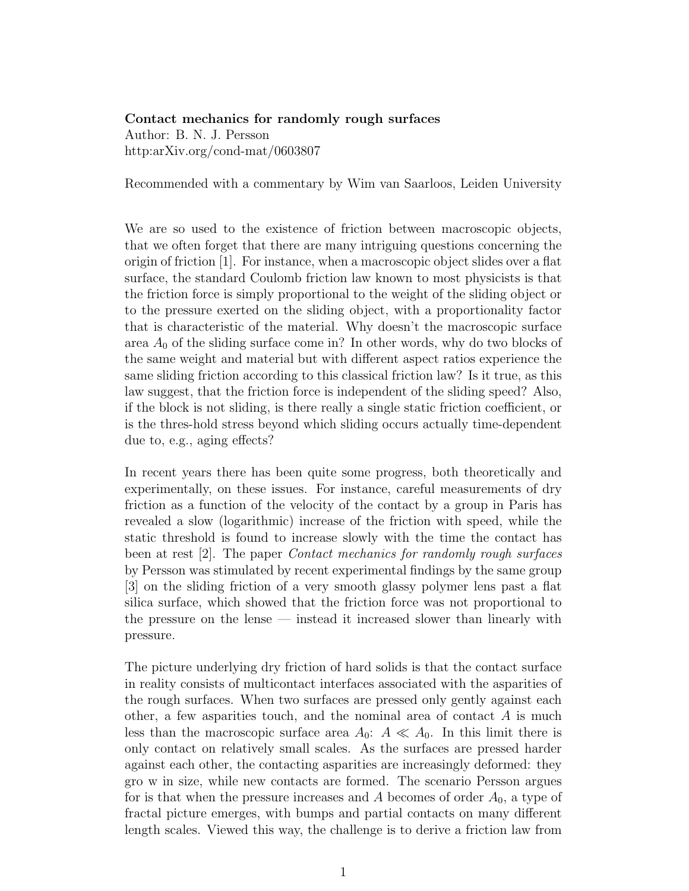**Contact mechanics for randomly rough surfaces**
Author: B. N. J. Persson
http:arXiv.org/cond-mat/0603807

Recommended with a commentary by Wim van Saarloos, Leiden University

We are so used to the existence of friction between macroscopic objects, that we often forget that there are many intriguing questions concerning the origin of friction [1]. For instance, when a macroscopic object slides over a flat surface, the standard Coulomb friction law known to most physicists is that the friction force is simply proportional to the weight of the sliding object or to the pressure exerted on the sliding object, with a proportionality factor that is characteristic of the material. Why doesn't the macroscopic surface area $A_0$ of the sliding surface come in? In other words, why do two blocks of the same weight and material but with different aspect ratios experience the same sliding friction according to this classical friction law? Is it true, as this law suggest, that the friction force is independent of the sliding speed? Also, if the block is not sliding, is there really a single static friction coefficient, or is the thres-hold stress beyond which sliding occurs actually time-dependent due to, e.g., aging effects?

In recent years there has been quite some progress, both theoretically and experimentally, on these issues. For instance, careful measurements of dry friction as a function of the velocity of the contact by a group in Paris has revealed a slow (logarithmic) increase of the friction with speed, while the static threshold is found to increase slowly with the time the contact has been at rest [2]. The paper *Contact mechanics for randomly rough surfaces* by Persson was stimulated by recent experimental findings by the same group [3] on the sliding friction of a very smooth glassy polymer lens past a flat silica surface, which showed that the friction force was not proportional to the pressure on the lense — instead it increased slower than linearly with pressure.

The picture underlying dry friction of hard solids is that the contact surface in reality consists of multicontact interfaces associated with the asparities of the rough surfaces. When two surfaces are pressed only gently against each other, a few asparities touch, and the nominal area of contact $A$ is much less than the macroscopic surface area $A_0$: $A \ll A_0$. In this limit there is only contact on relatively small scales. As the surfaces are pressed harder against each other, the contacting asparities are increasingly deformed: they gro w in size, while new contacts are formed. The scenario Persson argues for is that when the pressure increases and $A$ becomes of order $A_0$, a type of fractal picture emerges, with bumps and partial contacts on many different length scales. Viewed this way, the challenge is to derive a friction law from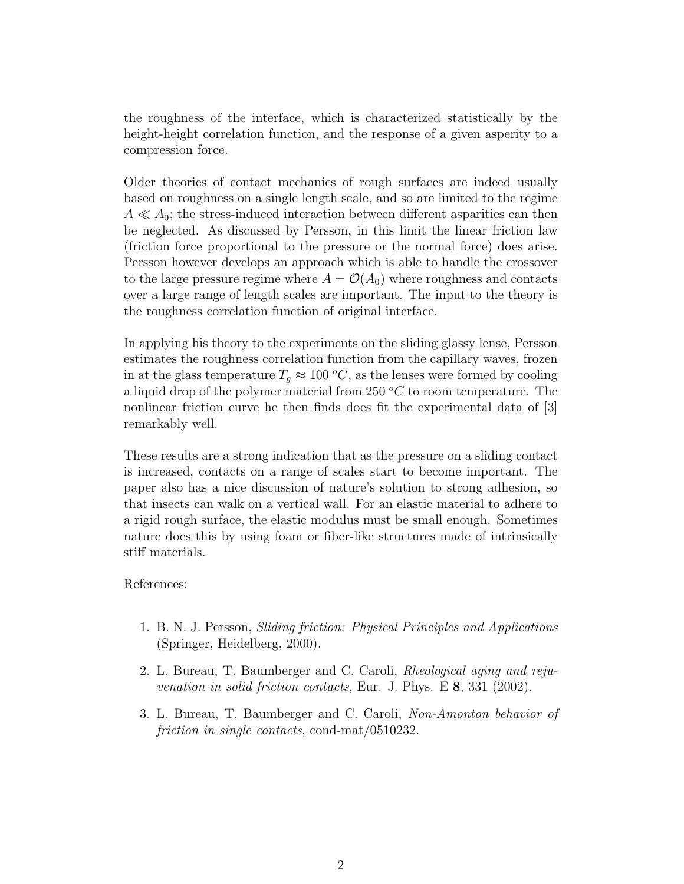the roughness of the interface, which is characterized statistically by the height-height correlation function, and the response of a given asperity to a compression force.

Older theories of contact mechanics of rough surfaces are indeed usually based on roughness on a single length scale, and so are limited to the regime $A \ll A_0$; the stress-induced interaction between different asparities can then be neglected. As discussed by Persson, in this limit the linear friction law (friction force proportional to the pressure or the normal force) does arise. Persson however develops an approach which is able to handle the crossover to the large pressure regime where $A = \mathcal{O}(A_0)$ where roughness and contacts over a large range of length scales are important. The input to the theory is the roughness correlation function of original interface.

In applying his theory to the experiments on the sliding glassy lense, Persson estimates the roughness correlation function from the capillary waves, frozen in at the glass temperature $T_g \approx 100\ ^oC$, as the lenses were formed by cooling a liquid drop of the polymer material from $250\ ^oC$ to room temperature. The nonlinear friction curve he then finds does fit the experimental data of [3] remarkably well.

These results are a strong indication that as the pressure on a sliding contact is increased, contacts on a range of scales start to become important. The paper also has a nice discussion of nature's solution to strong adhesion, so that insects can walk on a vertical wall. For an elastic material to adhere to a rigid rough surface, the elastic modulus must be small enough. Sometimes nature does this by using foam or fiber-like structures made of intrinsically stiff materials.

References:

1. B. N. J. Persson, *Sliding friction: Physical Principles and Applications* (Springer, Heidelberg, 2000).
2. L. Bureau, T. Baumberger and C. Caroli, *Rheological aging and rejuvenation in solid friction contacts*, Eur. J. Phys. E **8**, 331 (2002).
3. L. Bureau, T. Baumberger and C. Caroli, *Non-Amonton behavior of friction in single contacts*, cond-mat/0510232.